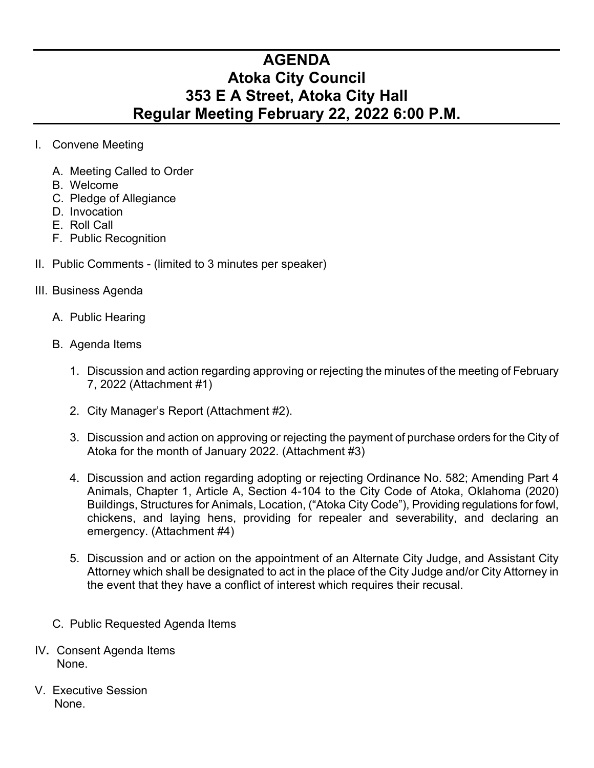# AGENDA
# Atoka City Council
# 353 E A Street, Atoka City Hall
# Regular Meeting February 22, 2022 6:00 P.M.

I. Convene Meeting

   A. Meeting Called to Order
   B. Welcome
   C. Pledge of Allegiance
   D. Invocation
   E. Roll Call
   F. Public Recognition

II. Public Comments - (limited to 3 minutes per speaker)

III. Business Agenda

   A. Public Hearing

   B. Agenda Items

      1. Discussion and action regarding approving or rejecting the minutes of the meeting of February 7, 2022 (Attachment #1)

      2. City Manager's Report (Attachment #2).

      3. Discussion and action on approving or rejecting the payment of purchase orders for the City of Atoka for the month of January 2022. (Attachment #3)

      4. Discussion and action regarding adopting or rejecting Ordinance No. 582; Amending Part 4 Animals, Chapter 1, Article A, Section 4-104 to the City Code of Atoka, Oklahoma (2020) Buildings, Structures for Animals, Location, ("Atoka City Code"), Providing regulations for fowl, chickens, and laying hens, providing for repealer and severability, and declaring an emergency. (Attachment #4)

      5. Discussion and or action on the appointment of an Alternate City Judge, and Assistant City Attorney which shall be designated to act in the place of the City Judge and/or City Attorney in the event that they have a conflict of interest which requires their recusal.

   C. Public Requested Agenda Items

IV**.** Consent Agenda Items
None.

V. Executive Session
None.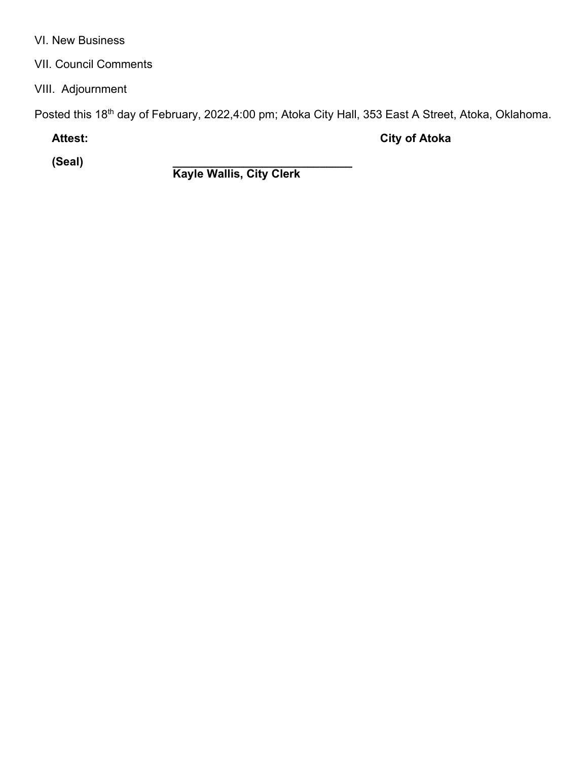VI. New Business

VII. Council Comments

VIII. Adjournment

Posted this 18th day of February, 2022,4:00 pm; Atoka City Hall, 353 East A Street, Atoka, Oklahoma.

**Attest:** **City of Atoka**

**(Seal)** \_\_\_\_\_\_\_\_\_\_\_\_\_\_\_\_\_\_\_\_\_\_\_\_\_\_\_\_\_\_

**Kayle Wallis, City Clerk**